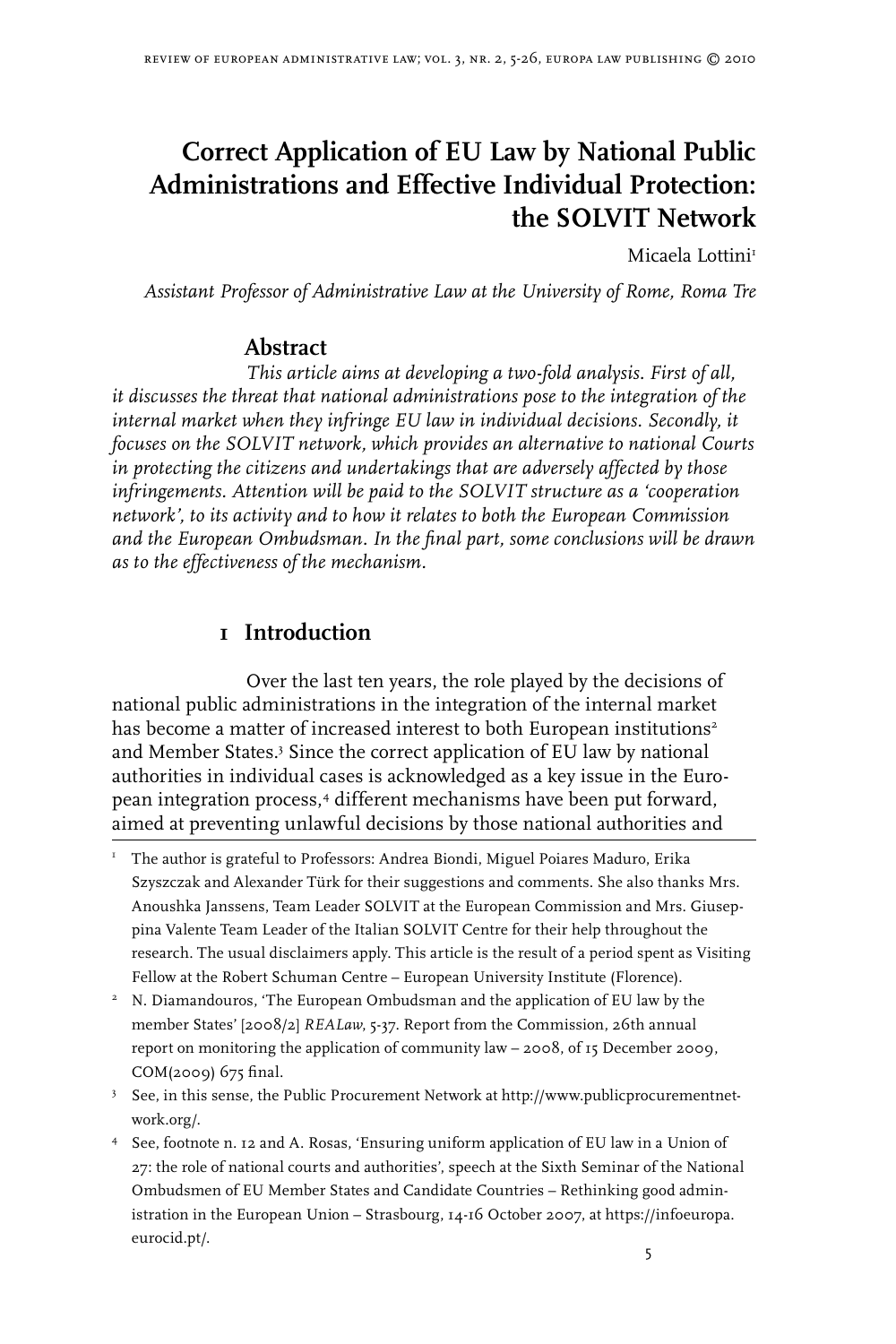# Correct Application of EU Law by National Public Administrations and Effective Individual Protection: the SOLVIT Network

Micaela Lottini[1]

*Assistant Professor of Administrative Law at the University of Rome, Roma Tre*

## Abstract

*This article aims at developing a two-fold analysis. First of all, it discusses the threat that national administrations pose to the integration of the internal market when they infringe EU law in individual decisions. Secondly, it focuses on the SOLVIT network, which provides an alternative to national Courts in protecting the citizens and undertakings that are adversely affected by those infringements. Attention will be paid to the SOLVIT structure as a 'cooperation network', to its activity and to how it relates to both the European Commission and the European Ombudsman. In the final part, some conclusions will be drawn as to the effectiveness of the mechanism.*

## 1 Introduction

Over the last ten years, the role played by the decisions of national public administrations in the integration of the internal market has become a matter of increased interest to both European institutions[2] and Member States.[3] Since the correct application of EU law by national authorities in individual cases is acknowledged as a key issue in the European integration process,[4] different mechanisms have been put forward, aimed at preventing unlawful decisions by those national authorities and

---

[1] The author is grateful to Professors: Andrea Biondi, Miguel Poiares Maduro, Erika Szyszczak and Alexander Türk for their suggestions and comments. She also thanks Mrs. Anoushka Janssens, Team Leader SOLVIT at the European Commission and Mrs. Giuseppina Valente Team Leader of the Italian SOLVIT Centre for their help throughout the research. The usual disclaimers apply. This article is the result of a period spent as Visiting Fellow at the Robert Schuman Centre – European University Institute (Florence).

[2] N. Diamandouros, 'The European Ombudsman and the application of EU law by the member States' [2008/2] *REALaw*, 5-37. Report from the Commission, 26th annual report on monitoring the application of community law – 2008, of 15 December 2009, COM(2009) 675 final.

[3] See, in this sense, the Public Procurement Network at http://www.publicprocurementnetwork.org/.

[4] See, footnote n. 12 and A. Rosas, 'Ensuring uniform application of EU law in a Union of 27: the role of national courts and authorities', speech at the Sixth Seminar of the National Ombudsmen of EU Member States and Candidate Countries – Rethinking good administration in the European Union – Strasbourg, 14-16 October 2007, at https://infoeuropa.eurocid.pt/.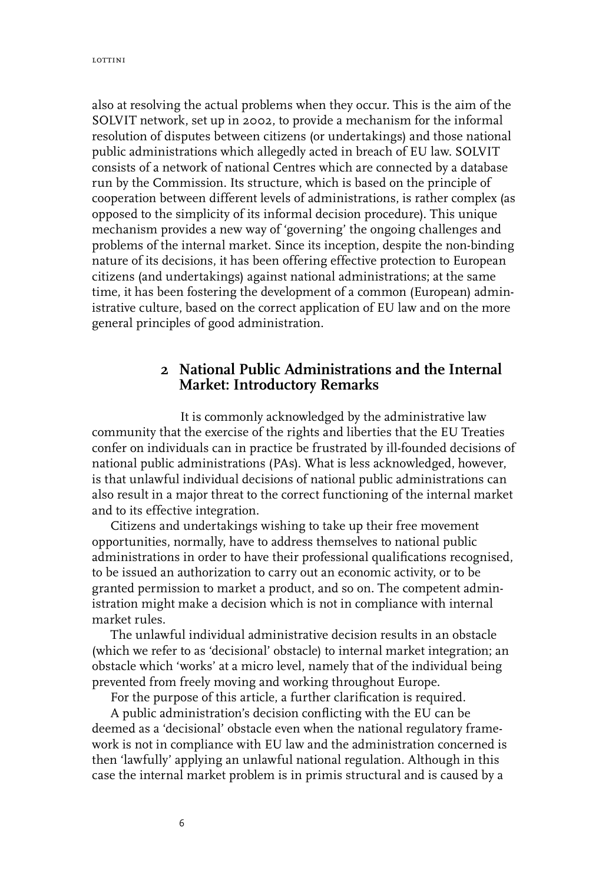also at resolving the actual problems when they occur. This is the aim of the SOLVIT network, set up in 2002, to provide a mechanism for the informal resolution of disputes between citizens (or undertakings) and those national public administrations which allegedly acted in breach of EU law. SOLVIT consists of a network of national Centres which are connected by a database run by the Commission. Its structure, which is based on the principle of cooperation between different levels of administrations, is rather complex (as opposed to the simplicity of its informal decision procedure). This unique mechanism provides a new way of 'governing' the ongoing challenges and problems of the internal market. Since its inception, despite the non-binding nature of its decisions, it has been offering effective protection to European citizens (and undertakings) against national administrations; at the same time, it has been fostering the development of a common (European) administrative culture, based on the correct application of EU law and on the more general principles of good administration.

## 2 National Public Administrations and the Internal Market: Introductory Remarks

It is commonly acknowledged by the administrative law community that the exercise of the rights and liberties that the EU Treaties confer on individuals can in practice be frustrated by ill-founded decisions of national public administrations (PAs). What is less acknowledged, however, is that unlawful individual decisions of national public administrations can also result in a major threat to the correct functioning of the internal market and to its effective integration.

Citizens and undertakings wishing to take up their free movement opportunities, normally, have to address themselves to national public administrations in order to have their professional qualifications recognised, to be issued an authorization to carry out an economic activity, or to be granted permission to market a product, and so on. The competent administration might make a decision which is not in compliance with internal market rules.

The unlawful individual administrative decision results in an obstacle (which we refer to as 'decisional' obstacle) to internal market integration; an obstacle which 'works' at a micro level, namely that of the individual being prevented from freely moving and working throughout Europe.

For the purpose of this article, a further clarification is required.

A public administration's decision conflicting with the EU can be deemed as a 'decisional' obstacle even when the national regulatory framework is not in compliance with EU law and the administration concerned is then 'lawfully' applying an unlawful national regulation. Although in this case the internal market problem is in primis structural and is caused by a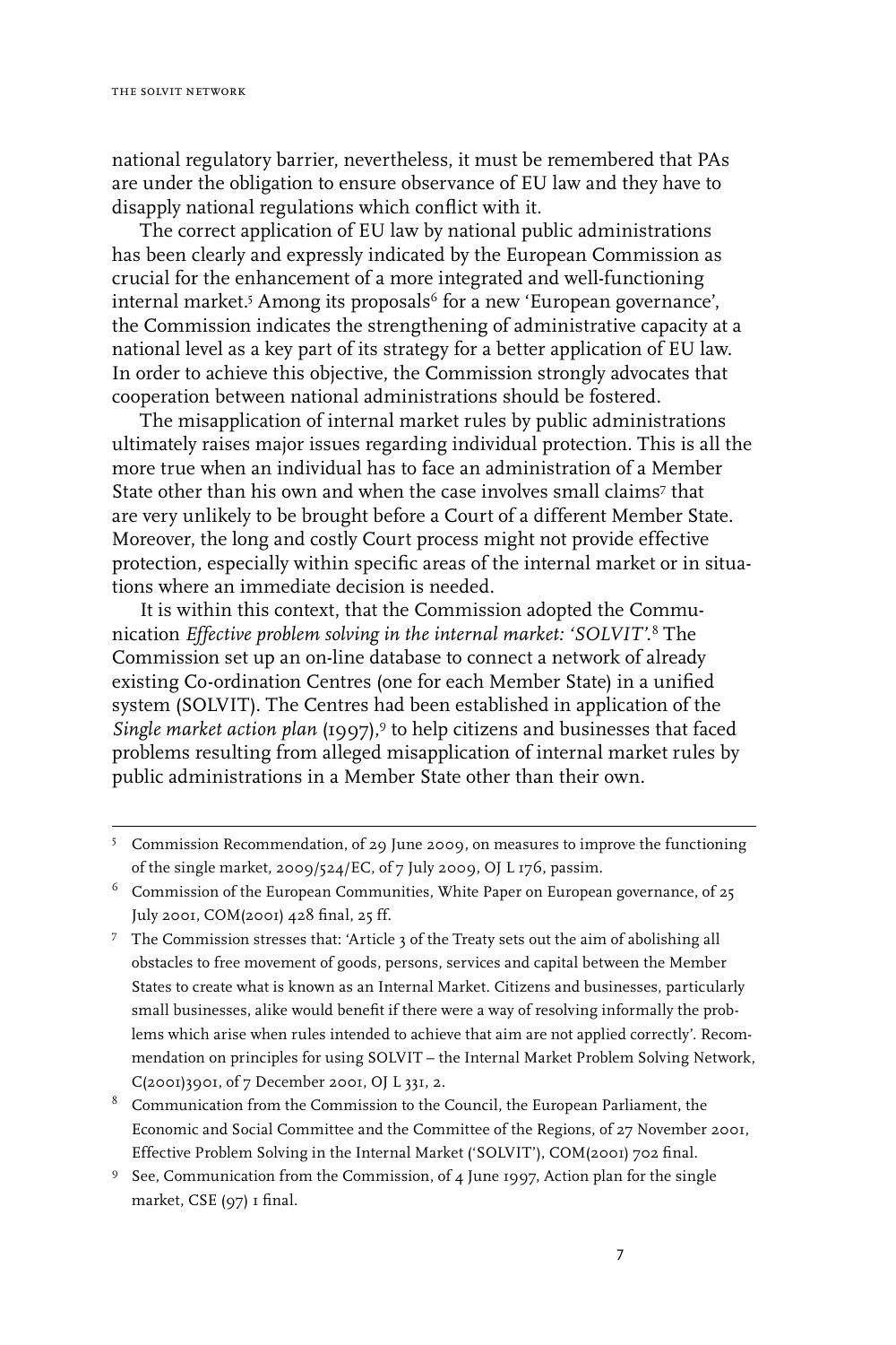national regulatory barrier, nevertheless, it must be remembered that PAs are under the obligation to ensure observance of EU law and they have to disapply national regulations which conflict with it.

The correct application of EU law by national public administrations has been clearly and expressly indicated by the European Commission as crucial for the enhancement of a more integrated and well-functioning internal market.[5] Among its proposals[6] for a new 'European governance', the Commission indicates the strengthening of administrative capacity at a national level as a key part of its strategy for a better application of EU law. In order to achieve this objective, the Commission strongly advocates that cooperation between national administrations should be fostered.

The misapplication of internal market rules by public administrations ultimately raises major issues regarding individual protection. This is all the more true when an individual has to face an administration of a Member State other than his own and when the case involves small claims[7] that are very unlikely to be brought before a Court of a different Member State. Moreover, the long and costly Court process might not provide effective protection, especially within specific areas of the internal market or in situations where an immediate decision is needed.

It is within this context, that the Commission adopted the Communication *Effective problem solving in the internal market: 'SOLVIT'*.[8] The Commission set up an on-line database to connect a network of already existing Co-ordination Centres (one for each Member State) in a unified system (SOLVIT). The Centres had been established in application of the *Single market action plan* (1997),[9] to help citizens and businesses that faced problems resulting from alleged misapplication of internal market rules by public administrations in a Member State other than their own.

---

[5] Commission Recommendation, of 29 June 2009, on measures to improve the functioning of the single market, 2009/524/EC, of 7 July 2009, OJ L 176, passim.

[6] Commission of the European Communities, White Paper on European governance, of 25 July 2001, COM(2001) 428 final, 25 ff.

[7] The Commission stresses that: 'Article 3 of the Treaty sets out the aim of abolishing all obstacles to free movement of goods, persons, services and capital between the Member States to create what is known as an Internal Market. Citizens and businesses, particularly small businesses, alike would benefit if there were a way of resolving informally the problems which arise when rules intended to achieve that aim are not applied correctly'. Recommendation on principles for using SOLVIT – the Internal Market Problem Solving Network, C(2001)3901, of 7 December 2001, OJ L 331, 2.

[8] Communication from the Commission to the Council, the European Parliament, the Economic and Social Committee and the Committee of the Regions, of 27 November 2001, Effective Problem Solving in the Internal Market ('SOLVIT'), COM(2001) 702 final.

[9] See, Communication from the Commission, of 4 June 1997, Action plan for the single market, CSE (97) 1 final.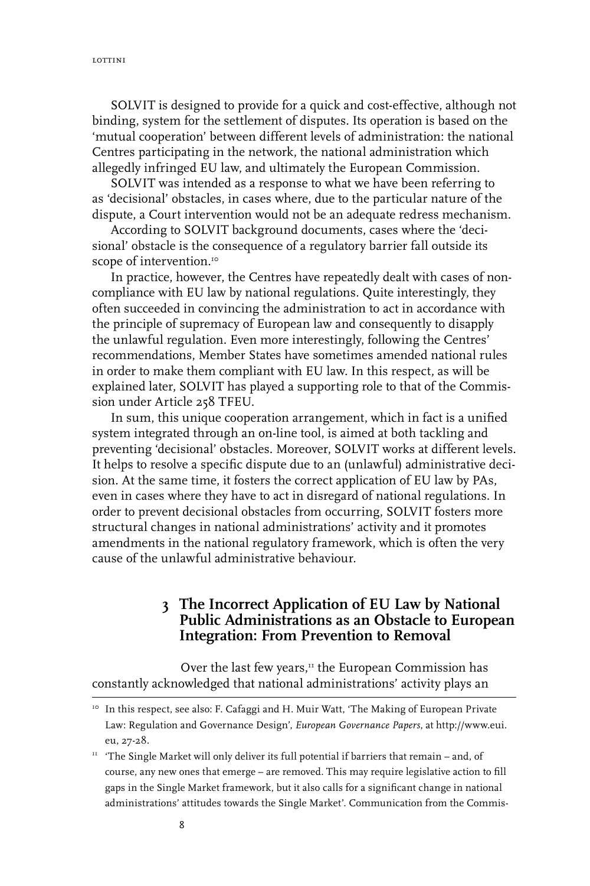SOLVIT is designed to provide for a quick and cost-effective, although not binding, system for the settlement of disputes. Its operation is based on the 'mutual cooperation' between different levels of administration: the national Centres participating in the network, the national administration which allegedly infringed EU law, and ultimately the European Commission.

SOLVIT was intended as a response to what we have been referring to as 'decisional' obstacles, in cases where, due to the particular nature of the dispute, a Court intervention would not be an adequate redress mechanism.

According to SOLVIT background documents, cases where the 'decisional' obstacle is the consequence of a regulatory barrier fall outside its scope of intervention.[10]

In practice, however, the Centres have repeatedly dealt with cases of non-compliance with EU law by national regulations. Quite interestingly, they often succeeded in convincing the administration to act in accordance with the principle of supremacy of European law and consequently to disapply the unlawful regulation. Even more interestingly, following the Centres' recommendations, Member States have sometimes amended national rules in order to make them compliant with EU law. In this respect, as will be explained later, SOLVIT has played a supporting role to that of the Commission under Article 258 TFEU.

In sum, this unique cooperation arrangement, which in fact is a unified system integrated through an on-line tool, is aimed at both tackling and preventing 'decisional' obstacles. Moreover, SOLVIT works at different levels. It helps to resolve a specific dispute due to an (unlawful) administrative decision. At the same time, it fosters the correct application of EU law by PAs, even in cases where they have to act in disregard of national regulations. In order to prevent decisional obstacles from occurring, SOLVIT fosters more structural changes in national administrations' activity and it promotes amendments in the national regulatory framework, which is often the very cause of the unlawful administrative behaviour.

## 3 The Incorrect Application of EU Law by National Public Administrations as an Obstacle to European Integration: From Prevention to Removal

Over the last few years,[11] the European Commission has constantly acknowledged that national administrations' activity plays an

---

[10] In this respect, see also: F. Cafaggi and H. Muir Watt, 'The Making of European Private Law: Regulation and Governance Design', *European Governance Papers*, at http://www.eui.eu, 27-28.

[11] 'The Single Market will only deliver its full potential if barriers that remain – and, of course, any new ones that emerge – are removed. This may require legislative action to fill gaps in the Single Market framework, but it also calls for a significant change in national administrations' attitudes towards the Single Market'. Communication from the Commis-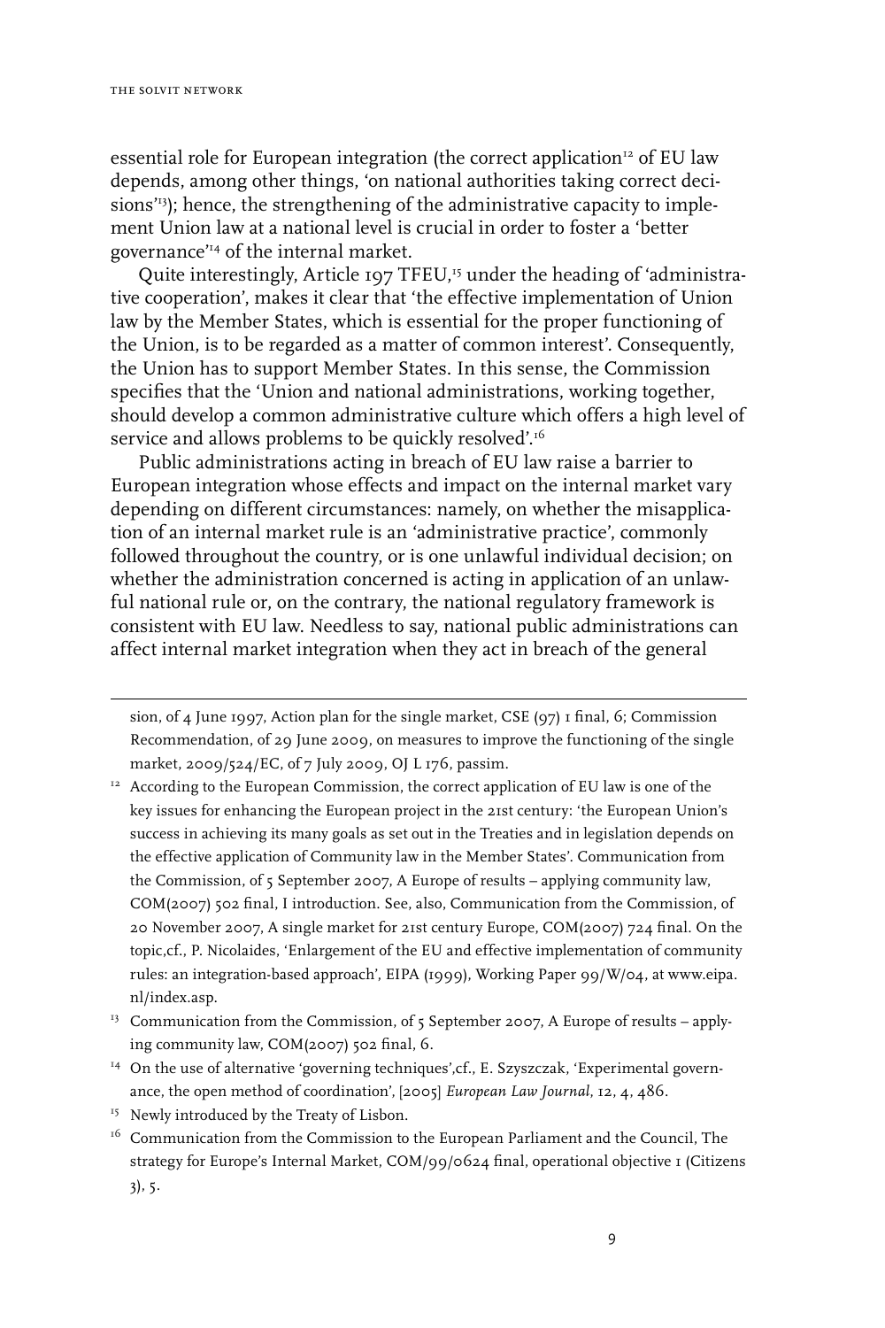essential role for European integration (the correct application[12] of EU law depends, among other things, 'on national authorities taking correct decisions'[13]); hence, the strengthening of the administrative capacity to implement Union law at a national level is crucial in order to foster a 'better governance'[14] of the internal market.

Quite interestingly, Article 197 TFEU,[15] under the heading of 'administrative cooperation', makes it clear that 'the effective implementation of Union law by the Member States, which is essential for the proper functioning of the Union, is to be regarded as a matter of common interest'. Consequently, the Union has to support Member States. In this sense, the Commission specifies that the 'Union and national administrations, working together, should develop a common administrative culture which offers a high level of service and allows problems to be quickly resolved'.[16]

Public administrations acting in breach of EU law raise a barrier to European integration whose effects and impact on the internal market vary depending on different circumstances: namely, on whether the misapplication of an internal market rule is an 'administrative practice', commonly followed throughout the country, or is one unlawful individual decision; on whether the administration concerned is acting in application of an unlawful national rule or, on the contrary, the national regulatory framework is consistent with EU law. Needless to say, national public administrations can affect internal market integration when they act in breach of the general

---

sion, of 4 June 1997, Action plan for the single market, CSE (97) 1 final, 6; Commission Recommendation, of 29 June 2009, on measures to improve the functioning of the single market, 2009/524/EC, of 7 July 2009, OJ L 176, passim.

[12] According to the European Commission, the correct application of EU law is one of the key issues for enhancing the European project in the 21st century: 'the European Union's success in achieving its many goals as set out in the Treaties and in legislation depends on the effective application of Community law in the Member States'. Communication from the Commission, of 5 September 2007, A Europe of results – applying community law, COM(2007) 502 final, I introduction. See, also, Communication from the Commission, of 20 November 2007, A single market for 21st century Europe, COM(2007) 724 final. On the topic,cf., P. Nicolaides, 'Enlargement of the EU and effective implementation of community rules: an integration-based approach', EIPA (1999), Working Paper 99/W/04, at www.eipa.nl/index.asp.

[13] Communication from the Commission, of 5 September 2007, A Europe of results – applying community law, COM(2007) 502 final, 6.

[14] On the use of alternative 'governing techniques',cf., E. Szyszczak, 'Experimental governance, the open method of coordination', [2005] *European Law Journal*, 12, 4, 486.

[15] Newly introduced by the Treaty of Lisbon.

[16] Communication from the Commission to the European Parliament and the Council, The strategy for Europe's Internal Market, COM/99/0624 final, operational objective 1 (Citizens 3), 5.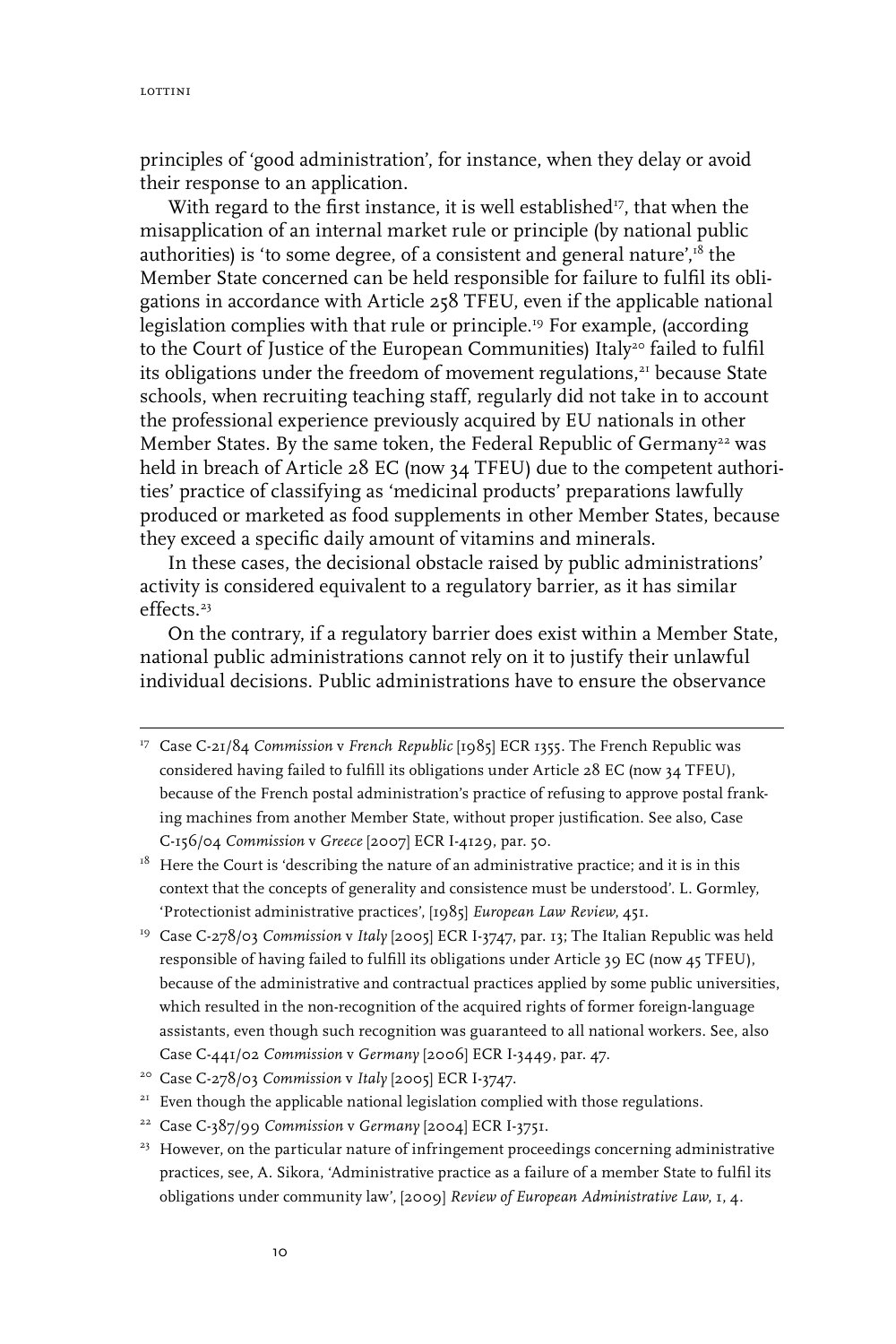principles of 'good administration', for instance, when they delay or avoid their response to an application.

With regard to the first instance, it is well established[17], that when the misapplication of an internal market rule or principle (by national public authorities) is 'to some degree, of a consistent and general nature',[18] the Member State concerned can be held responsible for failure to fulfil its obligations in accordance with Article 258 TFEU, even if the applicable national legislation complies with that rule or principle.[19] For example, (according to the Court of Justice of the European Communities) Italy[20] failed to fulfil its obligations under the freedom of movement regulations,[21] because State schools, when recruiting teaching staff, regularly did not take in to account the professional experience previously acquired by EU nationals in other Member States. By the same token, the Federal Republic of Germany[22] was held in breach of Article 28 EC (now 34 TFEU) due to the competent authorities' practice of classifying as 'medicinal products' preparations lawfully produced or marketed as food supplements in other Member States, because they exceed a specific daily amount of vitamins and minerals.

In these cases, the decisional obstacle raised by public administrations' activity is considered equivalent to a regulatory barrier, as it has similar effects.[23]

On the contrary, if a regulatory barrier does exist within a Member State, national public administrations cannot rely on it to justify their unlawful individual decisions. Public administrations have to ensure the observance

---

[17] Case C-21/84 *Commission* v *French Republic* [1985] ECR 1355. The French Republic was considered having failed to fulfill its obligations under Article 28 EC (now 34 TFEU), because of the French postal administration's practice of refusing to approve postal franking machines from another Member State, without proper justification. See also, Case C-156/04 *Commission* v *Greece* [2007] ECR I-4129, par. 50.

[18] Here the Court is 'describing the nature of an administrative practice; and it is in this context that the concepts of generality and consistence must be understood'. L. Gormley, 'Protectionist administrative practices', [1985] *European Law Review*, 451.

[19] Case C-278/03 *Commission* v *Italy* [2005] ECR I-3747, par. 13; The Italian Republic was held responsible of having failed to fulfill its obligations under Article 39 EC (now 45 TFEU), because of the administrative and contractual practices applied by some public universities, which resulted in the non-recognition of the acquired rights of former foreign-language assistants, even though such recognition was guaranteed to all national workers. See, also Case C-441/02 *Commission* v *Germany* [2006] ECR I-3449, par. 47.

[20] Case C-278/03 *Commission* v *Italy* [2005] ECR I-3747.

[21] Even though the applicable national legislation complied with those regulations.

[22] Case C-387/99 *Commission* v *Germany* [2004] ECR I-3751.

[23] However, on the particular nature of infringement proceedings concerning administrative practices, see, A. Sikora, 'Administrative practice as a failure of a member State to fulfil its obligations under community law', [2009] *Review of European Administrative Law*, 1, 4.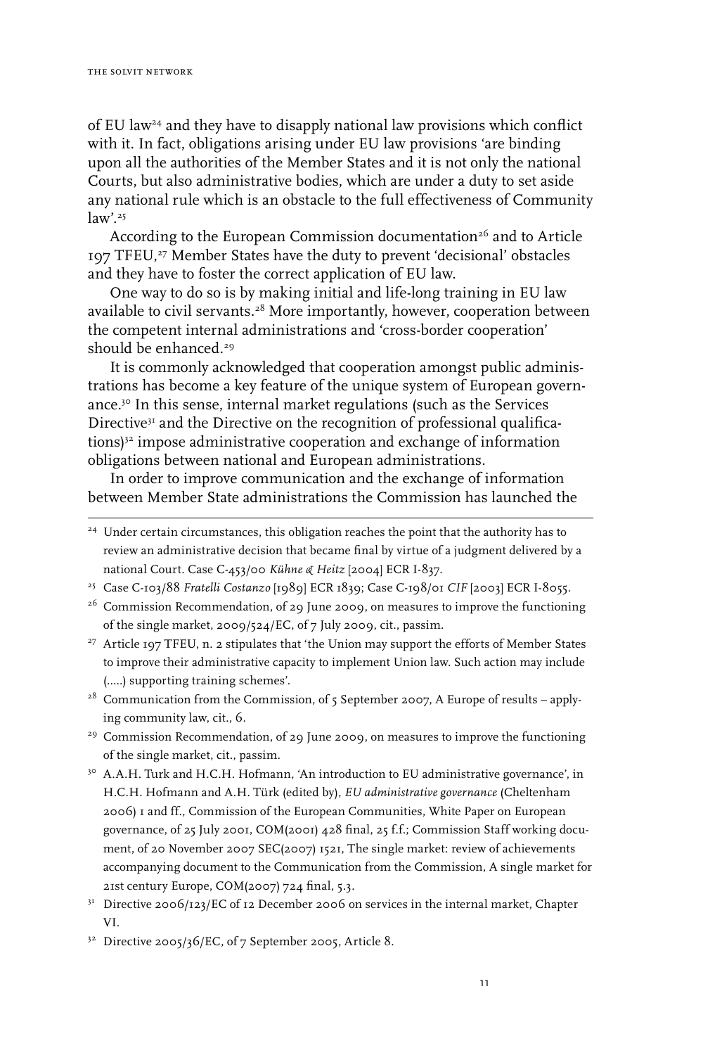of EU law[24] and they have to disapply national law provisions which conflict with it. In fact, obligations arising under EU law provisions 'are binding upon all the authorities of the Member States and it is not only the national Courts, but also administrative bodies, which are under a duty to set aside any national rule which is an obstacle to the full effectiveness of Community law'.[25]

According to the European Commission documentation[26] and to Article 197 TFEU,[27] Member States have the duty to prevent 'decisional' obstacles and they have to foster the correct application of EU law.

One way to do so is by making initial and life-long training in EU law available to civil servants.[28] More importantly, however, cooperation between the competent internal administrations and 'cross-border cooperation' should be enhanced.[29]

It is commonly acknowledged that cooperation amongst public administrations has become a key feature of the unique system of European governance.[30] In this sense, internal market regulations (such as the Services Directive[31] and the Directive on the recognition of professional qualifications)[32] impose administrative cooperation and exchange of information obligations between national and European administrations.

In order to improve communication and the exchange of information between Member State administrations the Commission has launched the

---

[24] Under certain circumstances, this obligation reaches the point that the authority has to review an administrative decision that became final by virtue of a judgment delivered by a national Court. Case C-453/00 *Kühne & Heitz* [2004] ECR I-837.

[25] Case C-103/88 *Fratelli Costanzo* [1989] ECR 1839; Case C-198/01 *CIF* [2003] ECR I-8055.

[26] Commission Recommendation, of 29 June 2009, on measures to improve the functioning of the single market, 2009/524/EC, of 7 July 2009, cit., passim.

[27] Article 197 TFEU, n. 2 stipulates that 'the Union may support the efforts of Member States to improve their administrative capacity to implement Union law. Such action may include (.....) supporting training schemes'.

[28] Communication from the Commission, of 5 September 2007, A Europe of results – applying community law, cit., 6.

[29] Commission Recommendation, of 29 June 2009, on measures to improve the functioning of the single market, cit., passim.

[30] A.A.H. Turk and H.C.H. Hofmann, 'An introduction to EU administrative governance', in H.C.H. Hofmann and A.H. Türk (edited by), *EU administrative governance* (Cheltenham 2006) 1 and ff., Commission of the European Communities, White Paper on European governance, of 25 July 2001, COM(2001) 428 final, 25 f.f.; Commission Staff working document, of 20 November 2007 SEC(2007) 1521, The single market: review of achievements accompanying document to the Communication from the Commission, A single market for 21st century Europe, COM(2007) 724 final, 5.3.

[31] Directive 2006/123/EC of 12 December 2006 on services in the internal market, Chapter VI.

[32] Directive 2005/36/EC, of 7 September 2005, Article 8.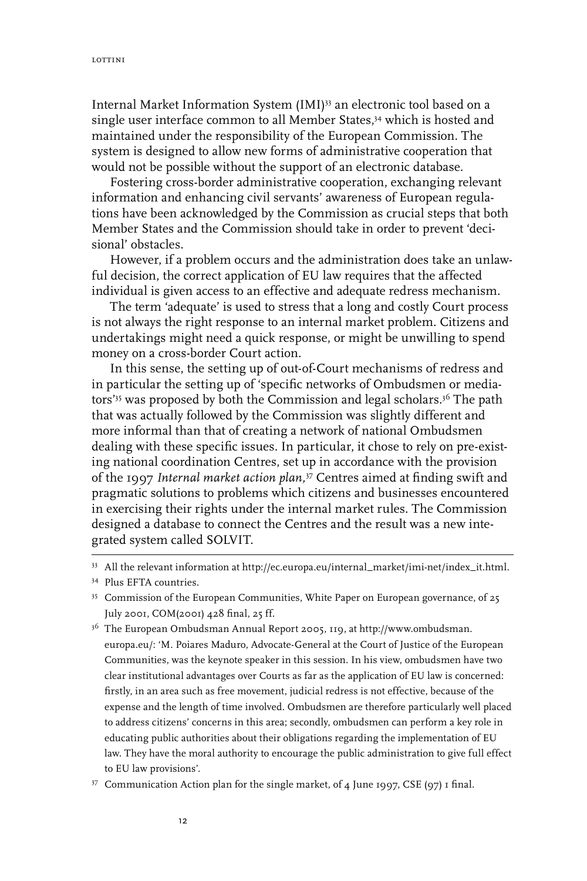Internal Market Information System (IMI)[33] an electronic tool based on a single user interface common to all Member States,[34] which is hosted and maintained under the responsibility of the European Commission. The system is designed to allow new forms of administrative cooperation that would not be possible without the support of an electronic database.

Fostering cross-border administrative cooperation, exchanging relevant information and enhancing civil servants' awareness of European regulations have been acknowledged by the Commission as crucial steps that both Member States and the Commission should take in order to prevent 'decisional' obstacles.

However, if a problem occurs and the administration does take an unlawful decision, the correct application of EU law requires that the affected individual is given access to an effective and adequate redress mechanism.

The term 'adequate' is used to stress that a long and costly Court process is not always the right response to an internal market problem. Citizens and undertakings might need a quick response, or might be unwilling to spend money on a cross-border Court action.

In this sense, the setting up of out-of-Court mechanisms of redress and in particular the setting up of 'specific networks of Ombudsmen or mediators'[35] was proposed by both the Commission and legal scholars.[36] The path that was actually followed by the Commission was slightly different and more informal than that of creating a network of national Ombudsmen dealing with these specific issues. In particular, it chose to rely on pre-existing national coordination Centres, set up in accordance with the provision of the 1997 *Internal market action plan,*[37] Centres aimed at finding swift and pragmatic solutions to problems which citizens and businesses encountered in exercising their rights under the internal market rules. The Commission designed a database to connect the Centres and the result was a new integrated system called SOLVIT.

---

[33] All the relevant information at http://ec.europa.eu/internal_market/imi-net/index_it.html.

[34] Plus EFTA countries.

[35] Commission of the European Communities, White Paper on European governance, of 25 July 2001, COM(2001) 428 final, 25 ff.

[36] The European Ombudsman Annual Report 2005, 119, at http://www.ombudsman.europa.eu/: 'M. Poiares Maduro, Advocate-General at the Court of Justice of the European Communities, was the keynote speaker in this session. In his view, ombudsmen have two clear institutional advantages over Courts as far as the application of EU law is concerned: firstly, in an area such as free movement, judicial redress is not effective, because of the expense and the length of time involved. Ombudsmen are therefore particularly well placed to address citizens' concerns in this area; secondly, ombudsmen can perform a key role in educating public authorities about their obligations regarding the implementation of EU law. They have the moral authority to encourage the public administration to give full effect to EU law provisions'.

[37] Communication Action plan for the single market, of 4 June 1997, CSE (97) 1 final.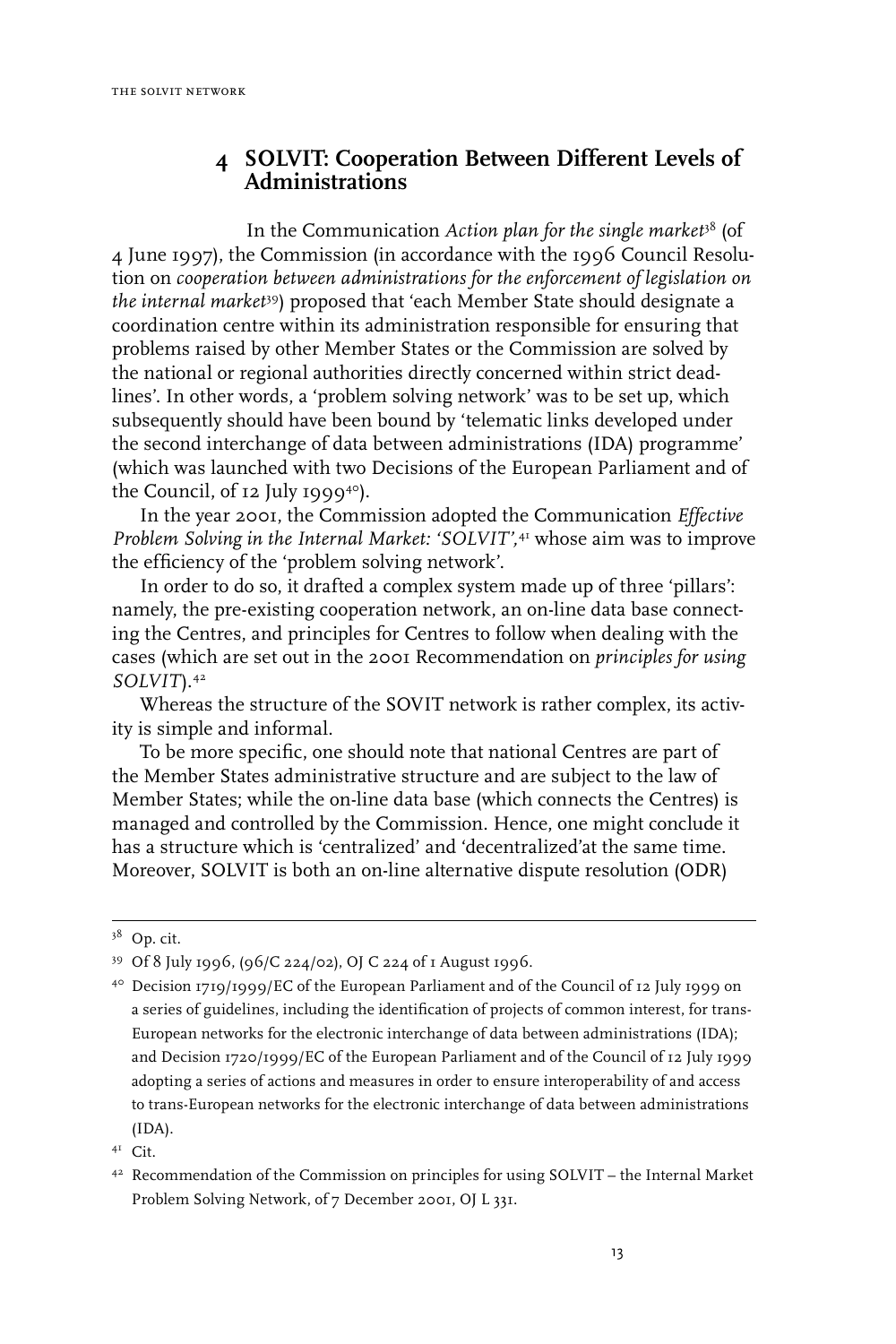## 4 SOLVIT: Cooperation Between Different Levels of Administrations

In the Communication *Action plan for the single market*[38] (of 4 June 1997), the Commission (in accordance with the 1996 Council Resolution on *cooperation between administrations for the enforcement of legislation on the internal market*[39]) proposed that 'each Member State should designate a coordination centre within its administration responsible for ensuring that problems raised by other Member States or the Commission are solved by the national or regional authorities directly concerned within strict deadlines'. In other words, a 'problem solving network' was to be set up, which subsequently should have been bound by 'telematic links developed under the second interchange of data between administrations (IDA) programme' (which was launched with two Decisions of the European Parliament and of the Council, of 12 July 1999[40]).

In the year 2001, the Commission adopted the Communication *Effective Problem Solving in the Internal Market: 'SOLVIT'*,[41] whose aim was to improve the efficiency of the 'problem solving network'.

In order to do so, it drafted a complex system made up of three 'pillars': namely, the pre-existing cooperation network, an on-line data base connecting the Centres, and principles for Centres to follow when dealing with the cases (which are set out in the 2001 Recommendation on *principles for using SOLVIT*).[42]

Whereas the structure of the SOVIT network is rather complex, its activity is simple and informal.

To be more specific, one should note that national Centres are part of the Member States administrative structure and are subject to the law of Member States; while the on-line data base (which connects the Centres) is managed and controlled by the Commission. Hence, one might conclude it has a structure which is 'centralized' and 'decentralized'at the same time. Moreover, SOLVIT is both an on-line alternative dispute resolution (ODR)

---

[38] Op. cit.

[39] Of 8 July 1996, (96/C 224/02), OJ C 224 of 1 August 1996.

[40] Decision 1719/1999/EC of the European Parliament and of the Council of 12 July 1999 on a series of guidelines, including the identification of projects of common interest, for trans-European networks for the electronic interchange of data between administrations (IDA); and Decision 1720/1999/EC of the European Parliament and of the Council of 12 July 1999 adopting a series of actions and measures in order to ensure interoperability of and access to trans-European networks for the electronic interchange of data between administrations (IDA).

[41] Cit.

[42] Recommendation of the Commission on principles for using SOLVIT – the Internal Market Problem Solving Network, of 7 December 2001, OJ L 331.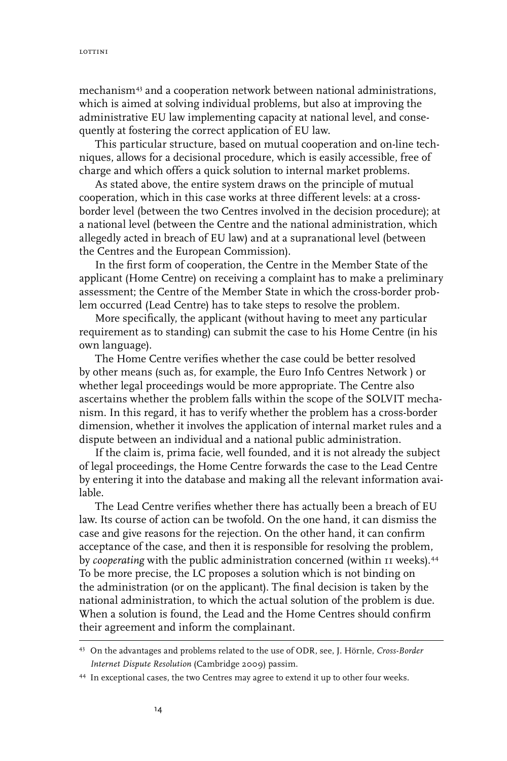mechanism[43] and a cooperation network between national administrations, which is aimed at solving individual problems, but also at improving the administrative EU law implementing capacity at national level, and consequently at fostering the correct application of EU law.

This particular structure, based on mutual cooperation and on-line techniques, allows for a decisional procedure, which is easily accessible, free of charge and which offers a quick solution to internal market problems.

As stated above, the entire system draws on the principle of mutual cooperation, which in this case works at three different levels: at a cross-border level (between the two Centres involved in the decision procedure); at a national level (between the Centre and the national administration, which allegedly acted in breach of EU law) and at a supranational level (between the Centres and the European Commission).

In the first form of cooperation, the Centre in the Member State of the applicant (Home Centre) on receiving a complaint has to make a preliminary assessment; the Centre of the Member State in which the cross-border problem occurred (Lead Centre) has to take steps to resolve the problem.

More specifically, the applicant (without having to meet any particular requirement as to standing) can submit the case to his Home Centre (in his own language).

The Home Centre verifies whether the case could be better resolved by other means (such as, for example, the Euro Info Centres Network ) or whether legal proceedings would be more appropriate. The Centre also ascertains whether the problem falls within the scope of the SOLVIT mechanism. In this regard, it has to verify whether the problem has a cross-border dimension, whether it involves the application of internal market rules and a dispute between an individual and a national public administration.

If the claim is, prima facie, well founded, and it is not already the subject of legal proceedings, the Home Centre forwards the case to the Lead Centre by entering it into the database and making all the relevant information available.

The Lead Centre verifies whether there has actually been a breach of EU law. Its course of action can be twofold. On the one hand, it can dismiss the case and give reasons for the rejection. On the other hand, it can confirm acceptance of the case, and then it is responsible for resolving the problem, by *cooperating* with the public administration concerned (within 11 weeks).[44] To be more precise, the LC proposes a solution which is not binding on the administration (or on the applicant). The final decision is taken by the national administration, to which the actual solution of the problem is due. When a solution is found, the Lead and the Home Centres should confirm their agreement and inform the complainant.

---

[43] On the advantages and problems related to the use of ODR, see, J. Hörnle, *Cross-Border Internet Dispute Resolution* (Cambridge 2009) passim.

[44] In exceptional cases, the two Centres may agree to extend it up to other four weeks.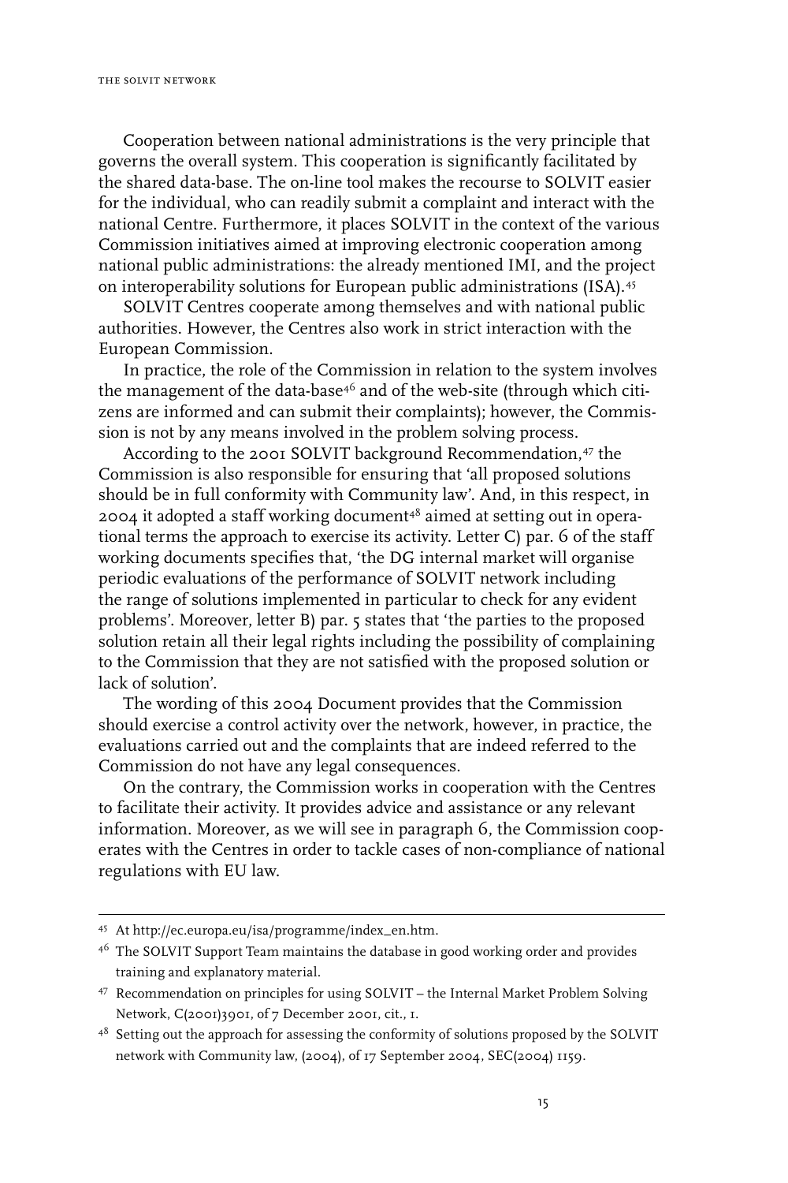Cooperation between national administrations is the very principle that governs the overall system. This cooperation is significantly facilitated by the shared data-base. The on-line tool makes the recourse to SOLVIT easier for the individual, who can readily submit a complaint and interact with the national Centre. Furthermore, it places SOLVIT in the context of the various Commission initiatives aimed at improving electronic cooperation among national public administrations: the already mentioned IMI, and the project on interoperability solutions for European public administrations (ISA).[45]

SOLVIT Centres cooperate among themselves and with national public authorities. However, the Centres also work in strict interaction with the European Commission.

In practice, the role of the Commission in relation to the system involves the management of the data-base[46] and of the web-site (through which citizens are informed and can submit their complaints); however, the Commission is not by any means involved in the problem solving process.

According to the 2001 SOLVIT background Recommendation,[47] the Commission is also responsible for ensuring that 'all proposed solutions should be in full conformity with Community law'. And, in this respect, in 2004 it adopted a staff working document[48] aimed at setting out in operational terms the approach to exercise its activity. Letter C) par. 6 of the staff working documents specifies that, 'the DG internal market will organise periodic evaluations of the performance of SOLVIT network including the range of solutions implemented in particular to check for any evident problems'. Moreover, letter B) par. 5 states that 'the parties to the proposed solution retain all their legal rights including the possibility of complaining to the Commission that they are not satisfied with the proposed solution or lack of solution'.

The wording of this 2004 Document provides that the Commission should exercise a control activity over the network, however, in practice, the evaluations carried out and the complaints that are indeed referred to the Commission do not have any legal consequences.

On the contrary, the Commission works in cooperation with the Centres to facilitate their activity. It provides advice and assistance or any relevant information. Moreover, as we will see in paragraph 6, the Commission cooperates with the Centres in order to tackle cases of non-compliance of national regulations with EU law.

---

[45] At http://ec.europa.eu/isa/programme/index_en.htm.

[46] The SOLVIT Support Team maintains the database in good working order and provides training and explanatory material.

[47] Recommendation on principles for using SOLVIT – the Internal Market Problem Solving Network, C(2001)3901, of 7 December 2001, cit., 1.

[48] Setting out the approach for assessing the conformity of solutions proposed by the SOLVIT network with Community law, (2004), of 17 September 2004, SEC(2004) 1159.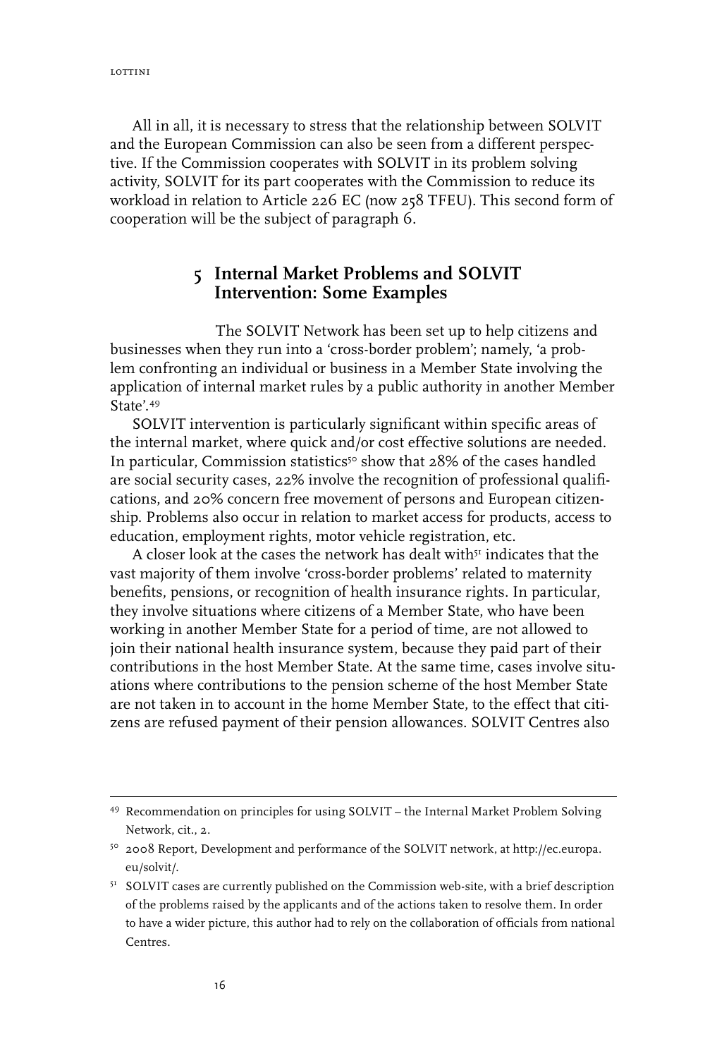All in all, it is necessary to stress that the relationship between SOLVIT and the European Commission can also be seen from a different perspective. If the Commission cooperates with SOLVIT in its problem solving activity, SOLVIT for its part cooperates with the Commission to reduce its workload in relation to Article 226 EC (now 258 TFEU). This second form of cooperation will be the subject of paragraph 6.

## 5 Internal Market Problems and SOLVIT Intervention: Some Examples

The SOLVIT Network has been set up to help citizens and businesses when they run into a 'cross-border problem'; namely, 'a problem confronting an individual or business in a Member State involving the application of internal market rules by a public authority in another Member State'.[49]

SOLVIT intervention is particularly significant within specific areas of the internal market, where quick and/or cost effective solutions are needed. In particular, Commission statistics[50] show that 28% of the cases handled are social security cases, 22% involve the recognition of professional qualifications, and 20% concern free movement of persons and European citizenship. Problems also occur in relation to market access for products, access to education, employment rights, motor vehicle registration, etc.

A closer look at the cases the network has dealt with[51] indicates that the vast majority of them involve 'cross-border problems' related to maternity benefits, pensions, or recognition of health insurance rights. In particular, they involve situations where citizens of a Member State, who have been working in another Member State for a period of time, are not allowed to join their national health insurance system, because they paid part of their contributions in the host Member State. At the same time, cases involve situations where contributions to the pension scheme of the host Member State are not taken in to account in the home Member State, to the effect that citizens are refused payment of their pension allowances. SOLVIT Centres also

---

[49] Recommendation on principles for using SOLVIT – the Internal Market Problem Solving Network, cit., 2.

[50] 2008 Report, Development and performance of the SOLVIT network, at http://ec.europa.eu/solvit/.

[51] SOLVIT cases are currently published on the Commission web-site, with a brief description of the problems raised by the applicants and of the actions taken to resolve them. In order to have a wider picture, this author had to rely on the collaboration of officials from national Centres.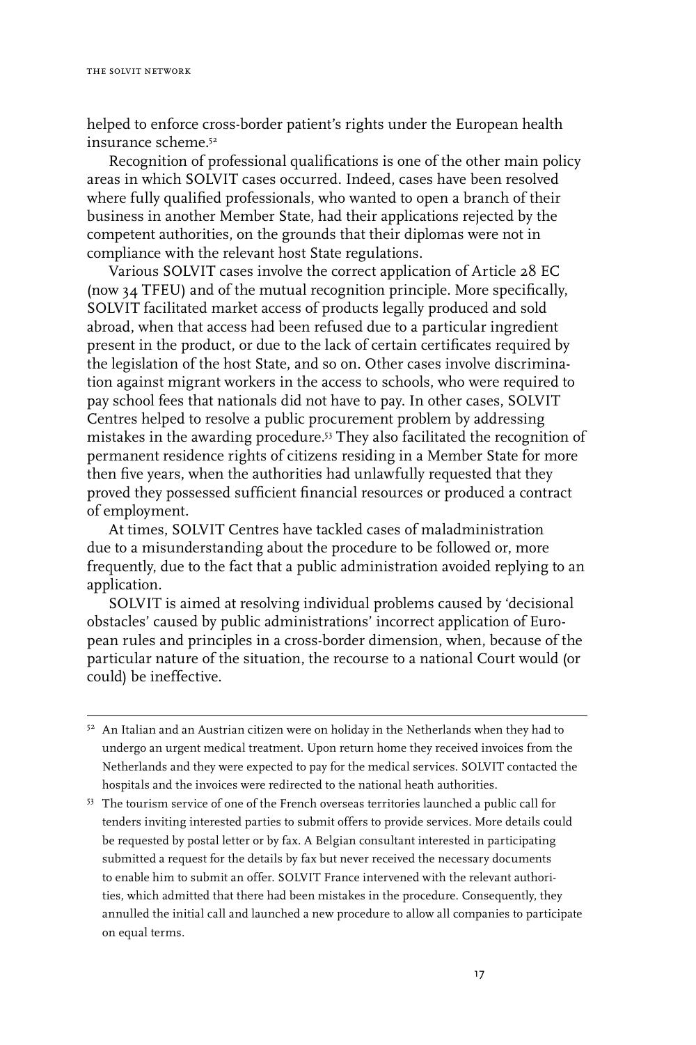helped to enforce cross-border patient's rights under the European health insurance scheme.[52]

Recognition of professional qualifications is one of the other main policy areas in which SOLVIT cases occurred. Indeed, cases have been resolved where fully qualified professionals, who wanted to open a branch of their business in another Member State, had their applications rejected by the competent authorities, on the grounds that their diplomas were not in compliance with the relevant host State regulations.

Various SOLVIT cases involve the correct application of Article 28 EC (now 34 TFEU) and of the mutual recognition principle. More specifically, SOLVIT facilitated market access of products legally produced and sold abroad, when that access had been refused due to a particular ingredient present in the product, or due to the lack of certain certificates required by the legislation of the host State, and so on. Other cases involve discrimination against migrant workers in the access to schools, who were required to pay school fees that nationals did not have to pay. In other cases, SOLVIT Centres helped to resolve a public procurement problem by addressing mistakes in the awarding procedure.[53] They also facilitated the recognition of permanent residence rights of citizens residing in a Member State for more then five years, when the authorities had unlawfully requested that they proved they possessed sufficient financial resources or produced a contract of employment.

At times, SOLVIT Centres have tackled cases of maladministration due to a misunderstanding about the procedure to be followed or, more frequently, due to the fact that a public administration avoided replying to an application.

SOLVIT is aimed at resolving individual problems caused by 'decisional obstacles' caused by public administrations' incorrect application of European rules and principles in a cross-border dimension, when, because of the particular nature of the situation, the recourse to a national Court would (or could) be ineffective.

---

[52] An Italian and an Austrian citizen were on holiday in the Netherlands when they had to undergo an urgent medical treatment. Upon return home they received invoices from the Netherlands and they were expected to pay for the medical services. SOLVIT contacted the hospitals and the invoices were redirected to the national heath authorities.

[53] The tourism service of one of the French overseas territories launched a public call for tenders inviting interested parties to submit offers to provide services. More details could be requested by postal letter or by fax. A Belgian consultant interested in participating submitted a request for the details by fax but never received the necessary documents to enable him to submit an offer. SOLVIT France intervened with the relevant authorities, which admitted that there had been mistakes in the procedure. Consequently, they annulled the initial call and launched a new procedure to allow all companies to participate on equal terms.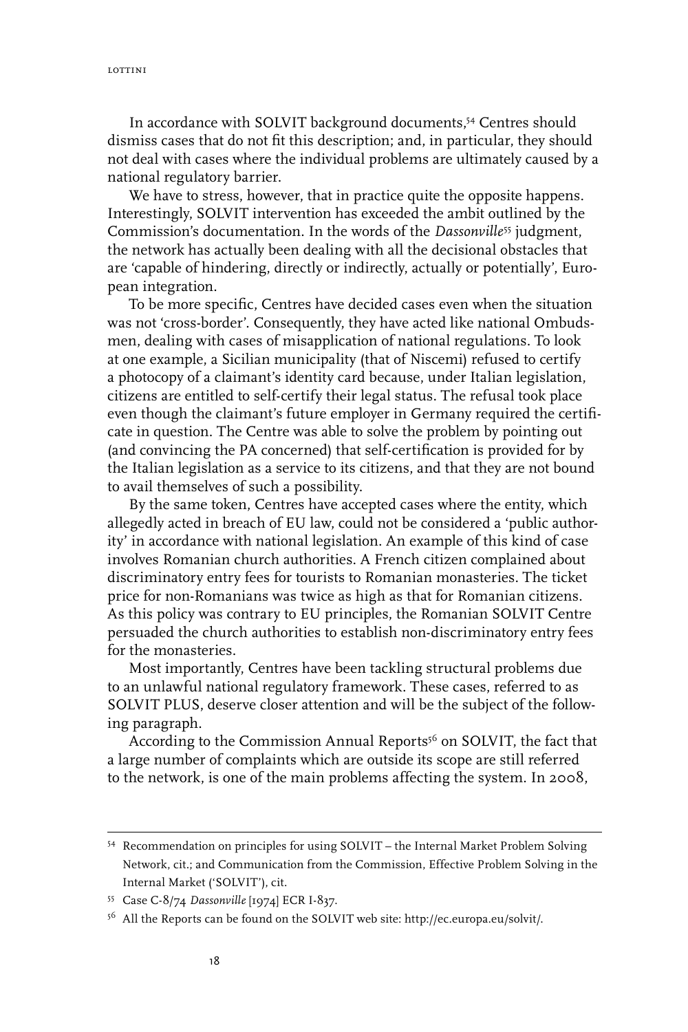In accordance with SOLVIT background documents,[54] Centres should dismiss cases that do not fit this description; and, in particular, they should not deal with cases where the individual problems are ultimately caused by a national regulatory barrier.

We have to stress, however, that in practice quite the opposite happens. Interestingly, SOLVIT intervention has exceeded the ambit outlined by the Commission's documentation. In the words of the *Dassonville*[55] judgment, the network has actually been dealing with all the decisional obstacles that are 'capable of hindering, directly or indirectly, actually or potentially', European integration.

To be more specific, Centres have decided cases even when the situation was not 'cross-border'. Consequently, they have acted like national Ombudsmen, dealing with cases of misapplication of national regulations. To look at one example, a Sicilian municipality (that of Niscemi) refused to certify a photocopy of a claimant's identity card because, under Italian legislation, citizens are entitled to self-certify their legal status. The refusal took place even though the claimant's future employer in Germany required the certificate in question. The Centre was able to solve the problem by pointing out (and convincing the PA concerned) that self-certification is provided for by the Italian legislation as a service to its citizens, and that they are not bound to avail themselves of such a possibility.

By the same token, Centres have accepted cases where the entity, which allegedly acted in breach of EU law, could not be considered a 'public authority' in accordance with national legislation. An example of this kind of case involves Romanian church authorities. A French citizen complained about discriminatory entry fees for tourists to Romanian monasteries. The ticket price for non-Romanians was twice as high as that for Romanian citizens. As this policy was contrary to EU principles, the Romanian SOLVIT Centre persuaded the church authorities to establish non-discriminatory entry fees for the monasteries.

Most importantly, Centres have been tackling structural problems due to an unlawful national regulatory framework. These cases, referred to as SOLVIT PLUS, deserve closer attention and will be the subject of the following paragraph.

According to the Commission Annual Reports[56] on SOLVIT, the fact that a large number of complaints which are outside its scope are still referred to the network, is one of the main problems affecting the system. In 2008,

---

[54] Recommendation on principles for using SOLVIT – the Internal Market Problem Solving Network, cit.; and Communication from the Commission, Effective Problem Solving in the Internal Market ('SOLVIT'), cit.

[55] Case C-8/74 *Dassonville* [1974] ECR I-837.

[56] All the Reports can be found on the SOLVIT web site: http://ec.europa.eu/solvit/.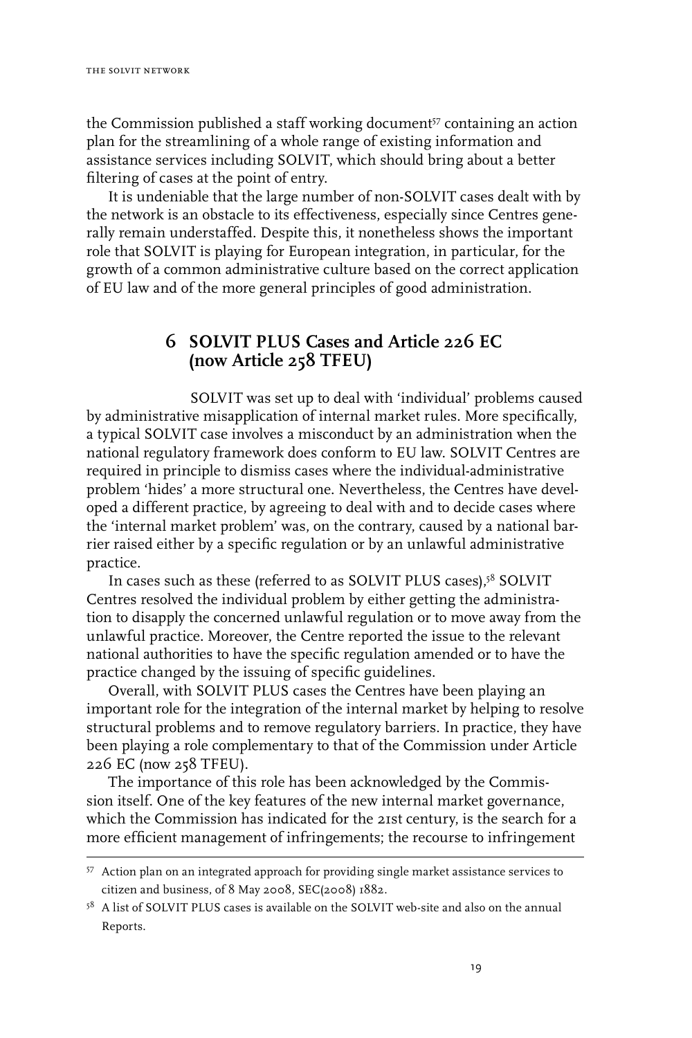the Commission published a staff working document[57] containing an action plan for the streamlining of a whole range of existing information and assistance services including SOLVIT, which should bring about a better filtering of cases at the point of entry.

It is undeniable that the large number of non-SOLVIT cases dealt with by the network is an obstacle to its effectiveness, especially since Centres generally remain understaffed. Despite this, it nonetheless shows the important role that SOLVIT is playing for European integration, in particular, for the growth of a common administrative culture based on the correct application of EU law and of the more general principles of good administration.

## 6 SOLVIT PLUS Cases and Article 226 EC (now Article 258 TFEU)

SOLVIT was set up to deal with 'individual' problems caused by administrative misapplication of internal market rules. More specifically, a typical SOLVIT case involves a misconduct by an administration when the national regulatory framework does conform to EU law. SOLVIT Centres are required in principle to dismiss cases where the individual-administrative problem 'hides' a more structural one. Nevertheless, the Centres have developed a different practice, by agreeing to deal with and to decide cases where the 'internal market problem' was, on the contrary, caused by a national barrier raised either by a specific regulation or by an unlawful administrative practice.

In cases such as these (referred to as SOLVIT PLUS cases),[58] SOLVIT Centres resolved the individual problem by either getting the administration to disapply the concerned unlawful regulation or to move away from the unlawful practice. Moreover, the Centre reported the issue to the relevant national authorities to have the specific regulation amended or to have the practice changed by the issuing of specific guidelines.

Overall, with SOLVIT PLUS cases the Centres have been playing an important role for the integration of the internal market by helping to resolve structural problems and to remove regulatory barriers. In practice, they have been playing a role complementary to that of the Commission under Article 226 EC (now 258 TFEU).

The importance of this role has been acknowledged by the Commission itself. One of the key features of the new internal market governance, which the Commission has indicated for the 21st century, is the search for a more efficient management of infringements; the recourse to infringement

---

[57] Action plan on an integrated approach for providing single market assistance services to citizen and business, of 8 May 2008, SEC(2008) 1882.

[58] A list of SOLVIT PLUS cases is available on the SOLVIT web-site and also on the annual Reports.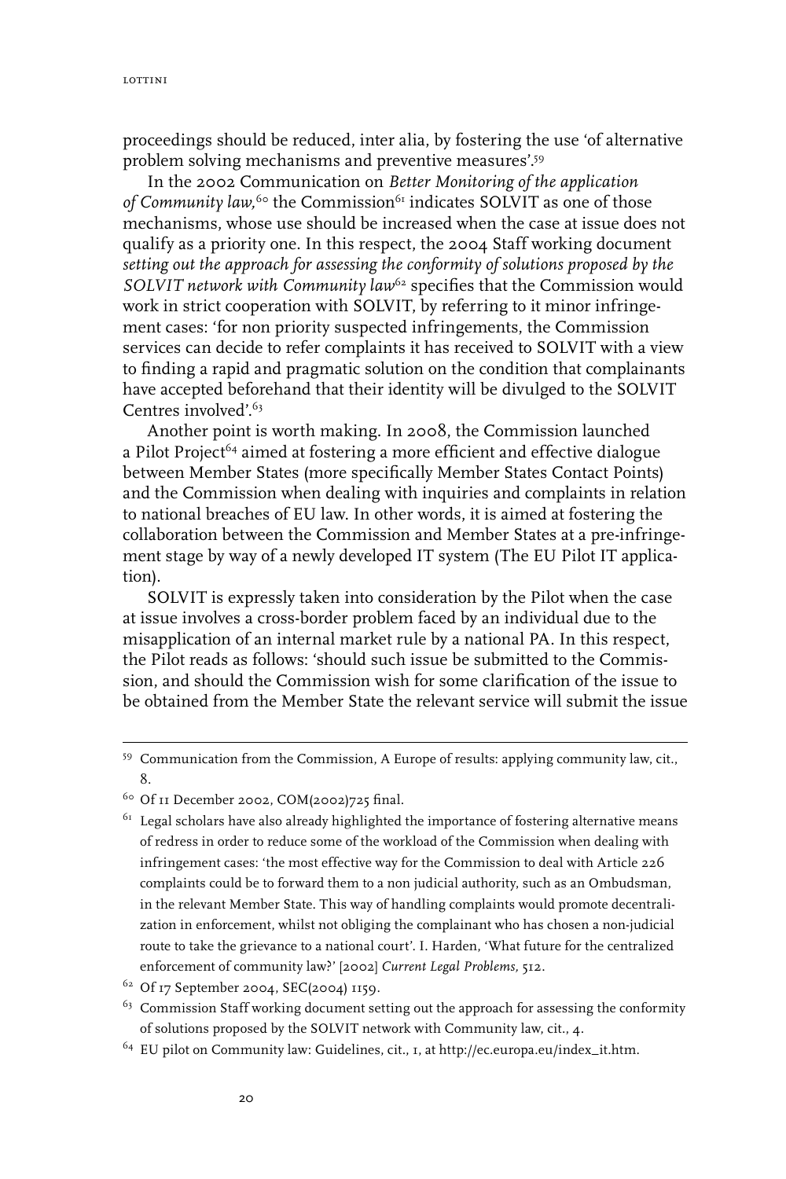proceedings should be reduced, inter alia, by fostering the use 'of alternative problem solving mechanisms and preventive measures'.[59]

In the 2002 Communication on *Better Monitoring of the application of Community law,*[60] the Commission[61] indicates SOLVIT as one of those mechanisms, whose use should be increased when the case at issue does not qualify as a priority one. In this respect, the 2004 Staff working document *setting out the approach for assessing the conformity of solutions proposed by the SOLVIT network with Community law*[62] specifies that the Commission would work in strict cooperation with SOLVIT, by referring to it minor infringement cases: 'for non priority suspected infringements, the Commission services can decide to refer complaints it has received to SOLVIT with a view to finding a rapid and pragmatic solution on the condition that complainants have accepted beforehand that their identity will be divulged to the SOLVIT Centres involved'.[63]

Another point is worth making. In 2008, the Commission launched a Pilot Project[64] aimed at fostering a more efficient and effective dialogue between Member States (more specifically Member States Contact Points) and the Commission when dealing with inquiries and complaints in relation to national breaches of EU law. In other words, it is aimed at fostering the collaboration between the Commission and Member States at a pre-infringement stage by way of a newly developed IT system (The EU Pilot IT application).

SOLVIT is expressly taken into consideration by the Pilot when the case at issue involves a cross-border problem faced by an individual due to the misapplication of an internal market rule by a national PA. In this respect, the Pilot reads as follows: 'should such issue be submitted to the Commission, and should the Commission wish for some clarification of the issue to be obtained from the Member State the relevant service will submit the issue

---

[59] Communication from the Commission, A Europe of results: applying community law, cit., 8.

[60] Of 11 December 2002, COM(2002)725 final.

[61] Legal scholars have also already highlighted the importance of fostering alternative means of redress in order to reduce some of the workload of the Commission when dealing with infringement cases: 'the most effective way for the Commission to deal with Article 226 complaints could be to forward them to a non judicial authority, such as an Ombudsman, in the relevant Member State. This way of handling complaints would promote decentralization in enforcement, whilst not obliging the complainant who has chosen a non-judicial route to take the grievance to a national court'. I. Harden, 'What future for the centralized enforcement of community law?' [2002] *Current Legal Problems*, 512.

[62] Of 17 September 2004, SEC(2004) 1159.

[63] Commission Staff working document setting out the approach for assessing the conformity of solutions proposed by the SOLVIT network with Community law, cit., 4.

[64] EU pilot on Community law: Guidelines, cit., 1, at http://ec.europa.eu/index_it.htm.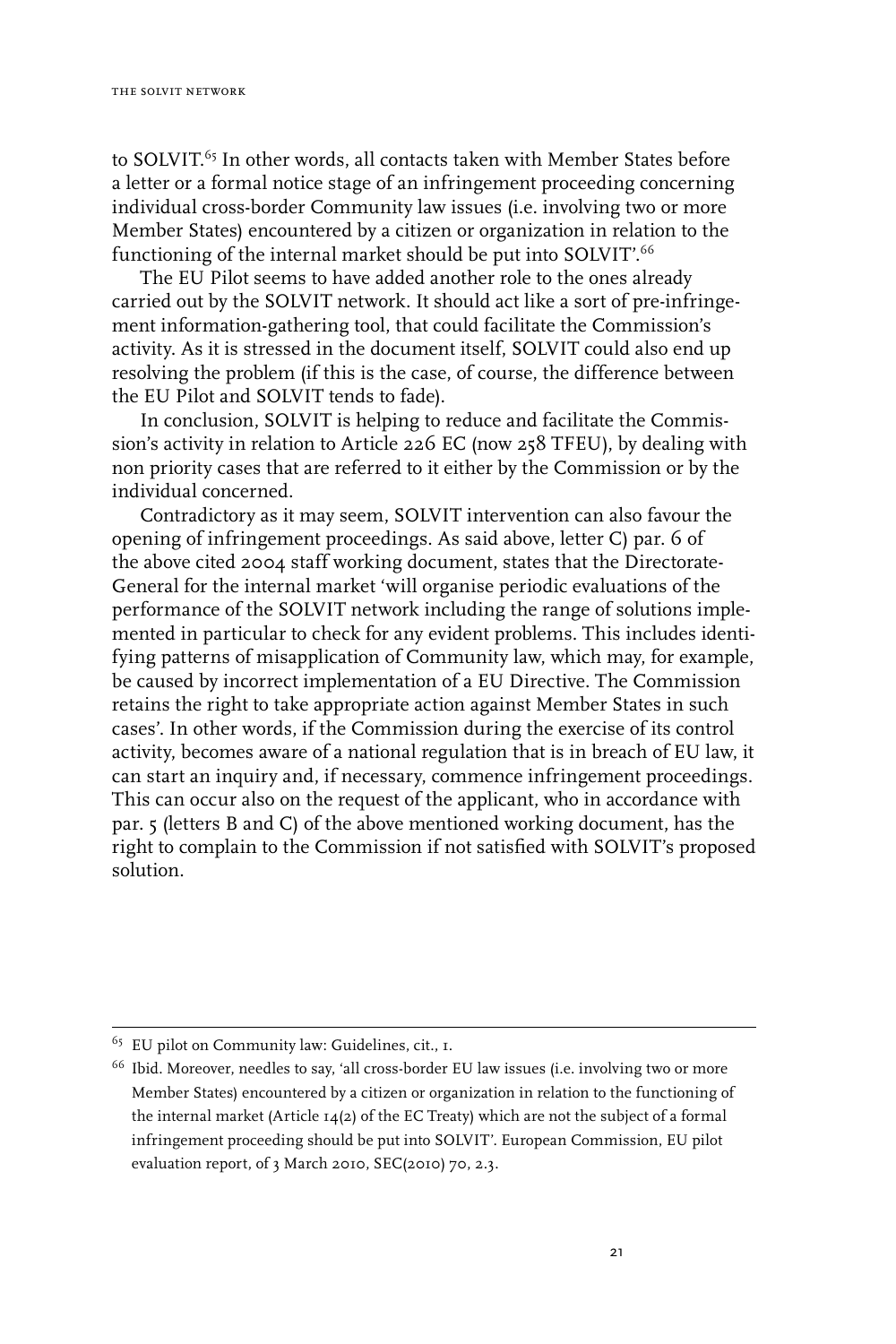to SOLVIT.[65] In other words, all contacts taken with Member States before a letter or a formal notice stage of an infringement proceeding concerning individual cross-border Community law issues (i.e. involving two or more Member States) encountered by a citizen or organization in relation to the functioning of the internal market should be put into SOLVIT'.[66]

The EU Pilot seems to have added another role to the ones already carried out by the SOLVIT network. It should act like a sort of pre-infringement information-gathering tool, that could facilitate the Commission's activity. As it is stressed in the document itself, SOLVIT could also end up resolving the problem (if this is the case, of course, the difference between the EU Pilot and SOLVIT tends to fade).

In conclusion, SOLVIT is helping to reduce and facilitate the Commission's activity in relation to Article 226 EC (now 258 TFEU), by dealing with non priority cases that are referred to it either by the Commission or by the individual concerned.

Contradictory as it may seem, SOLVIT intervention can also favour the opening of infringement proceedings. As said above, letter C) par. 6 of the above cited 2004 staff working document, states that the Directorate-General for the internal market 'will organise periodic evaluations of the performance of the SOLVIT network including the range of solutions implemented in particular to check for any evident problems. This includes identifying patterns of misapplication of Community law, which may, for example, be caused by incorrect implementation of a EU Directive. The Commission retains the right to take appropriate action against Member States in such cases'. In other words, if the Commission during the exercise of its control activity, becomes aware of a national regulation that is in breach of EU law, it can start an inquiry and, if necessary, commence infringement proceedings. This can occur also on the request of the applicant, who in accordance with par. 5 (letters B and C) of the above mentioned working document, has the right to complain to the Commission if not satisfied with SOLVIT's proposed solution.

---

[65] EU pilot on Community law: Guidelines, cit., 1.

[66] Ibid. Moreover, needles to say, 'all cross-border EU law issues (i.e. involving two or more Member States) encountered by a citizen or organization in relation to the functioning of the internal market (Article 14(2) of the EC Treaty) which are not the subject of a formal infringement proceeding should be put into SOLVIT'. European Commission, EU pilot evaluation report, of 3 March 2010, SEC(2010) 70, 2.3.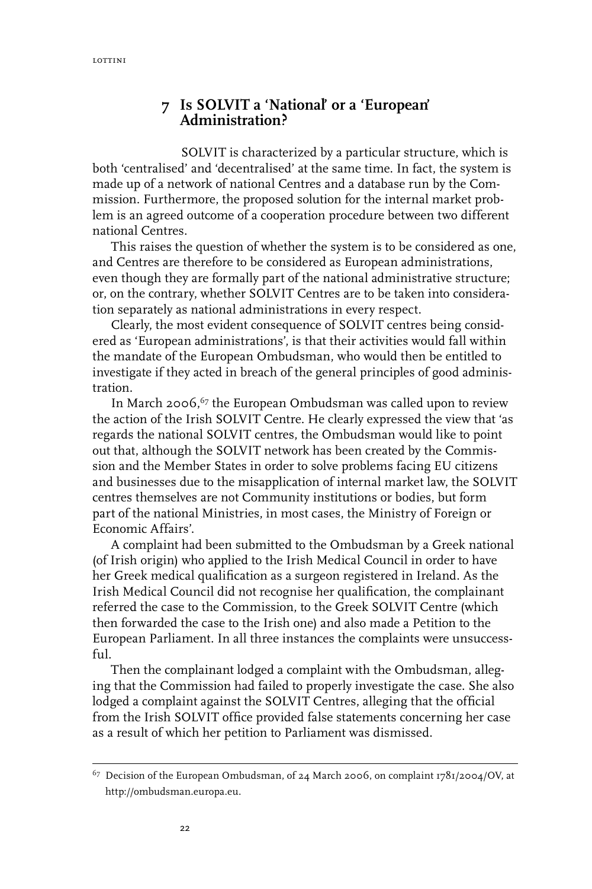## 7 Is SOLVIT a 'National' or a 'European' Administration?

SOLVIT is characterized by a particular structure, which is both 'centralised' and 'decentralised' at the same time. In fact, the system is made up of a network of national Centres and a database run by the Commission. Furthermore, the proposed solution for the internal market problem is an agreed outcome of a cooperation procedure between two different national Centres.

This raises the question of whether the system is to be considered as one, and Centres are therefore to be considered as European administrations, even though they are formally part of the national administrative structure; or, on the contrary, whether SOLVIT Centres are to be taken into consideration separately as national administrations in every respect.

Clearly, the most evident consequence of SOLVIT centres being considered as 'European administrations', is that their activities would fall within the mandate of the European Ombudsman, who would then be entitled to investigate if they acted in breach of the general principles of good administration.

In March 2006,[67] the European Ombudsman was called upon to review the action of the Irish SOLVIT Centre. He clearly expressed the view that 'as regards the national SOLVIT centres, the Ombudsman would like to point out that, although the SOLVIT network has been created by the Commission and the Member States in order to solve problems facing EU citizens and businesses due to the misapplication of internal market law, the SOLVIT centres themselves are not Community institutions or bodies, but form part of the national Ministries, in most cases, the Ministry of Foreign or Economic Affairs'.

A complaint had been submitted to the Ombudsman by a Greek national (of Irish origin) who applied to the Irish Medical Council in order to have her Greek medical qualification as a surgeon registered in Ireland. As the Irish Medical Council did not recognise her qualification, the complainant referred the case to the Commission, to the Greek SOLVIT Centre (which then forwarded the case to the Irish one) and also made a Petition to the European Parliament. In all three instances the complaints were unsuccessful.

Then the complainant lodged a complaint with the Ombudsman, alleging that the Commission had failed to properly investigate the case. She also lodged a complaint against the SOLVIT Centres, alleging that the official from the Irish SOLVIT office provided false statements concerning her case as a result of which her petition to Parliament was dismissed.

---

[67] Decision of the European Ombudsman, of 24 March 2006, on complaint 1781/2004/OV, at http://ombudsman.europa.eu.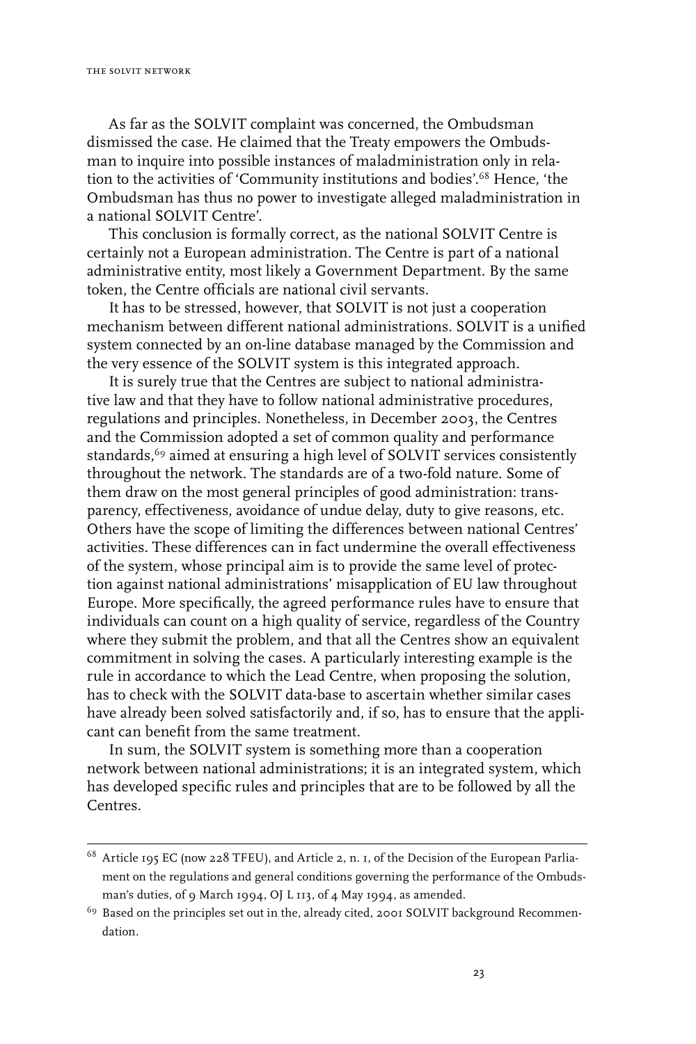As far as the SOLVIT complaint was concerned, the Ombudsman dismissed the case. He claimed that the Treaty empowers the Ombudsman to inquire into possible instances of maladministration only in relation to the activities of 'Community institutions and bodies'.[68] Hence, 'the Ombudsman has thus no power to investigate alleged maladministration in a national SOLVIT Centre'.

This conclusion is formally correct, as the national SOLVIT Centre is certainly not a European administration. The Centre is part of a national administrative entity, most likely a Government Department. By the same token, the Centre officials are national civil servants.

It has to be stressed, however, that SOLVIT is not just a cooperation mechanism between different national administrations. SOLVIT is a unified system connected by an on-line database managed by the Commission and the very essence of the SOLVIT system is this integrated approach.

It is surely true that the Centres are subject to national administrative law and that they have to follow national administrative procedures, regulations and principles. Nonetheless, in December 2003, the Centres and the Commission adopted a set of common quality and performance standards,[69] aimed at ensuring a high level of SOLVIT services consistently throughout the network. The standards are of a two-fold nature. Some of them draw on the most general principles of good administration: transparency, effectiveness, avoidance of undue delay, duty to give reasons, etc. Others have the scope of limiting the differences between national Centres' activities. These differences can in fact undermine the overall effectiveness of the system, whose principal aim is to provide the same level of protection against national administrations' misapplication of EU law throughout Europe. More specifically, the agreed performance rules have to ensure that individuals can count on a high quality of service, regardless of the Country where they submit the problem, and that all the Centres show an equivalent commitment in solving the cases. A particularly interesting example is the rule in accordance to which the Lead Centre, when proposing the solution, has to check with the SOLVIT data-base to ascertain whether similar cases have already been solved satisfactorily and, if so, has to ensure that the applicant can benefit from the same treatment.

In sum, the SOLVIT system is something more than a cooperation network between national administrations; it is an integrated system, which has developed specific rules and principles that are to be followed by all the Centres.

---

[68] Article 195 EC (now 228 TFEU), and Article 2, n. 1, of the Decision of the European Parliament on the regulations and general conditions governing the performance of the Ombudsman's duties, of 9 March 1994, OJ L 113, of 4 May 1994, as amended.

[69] Based on the principles set out in the, already cited, 2001 SOLVIT background Recommendation.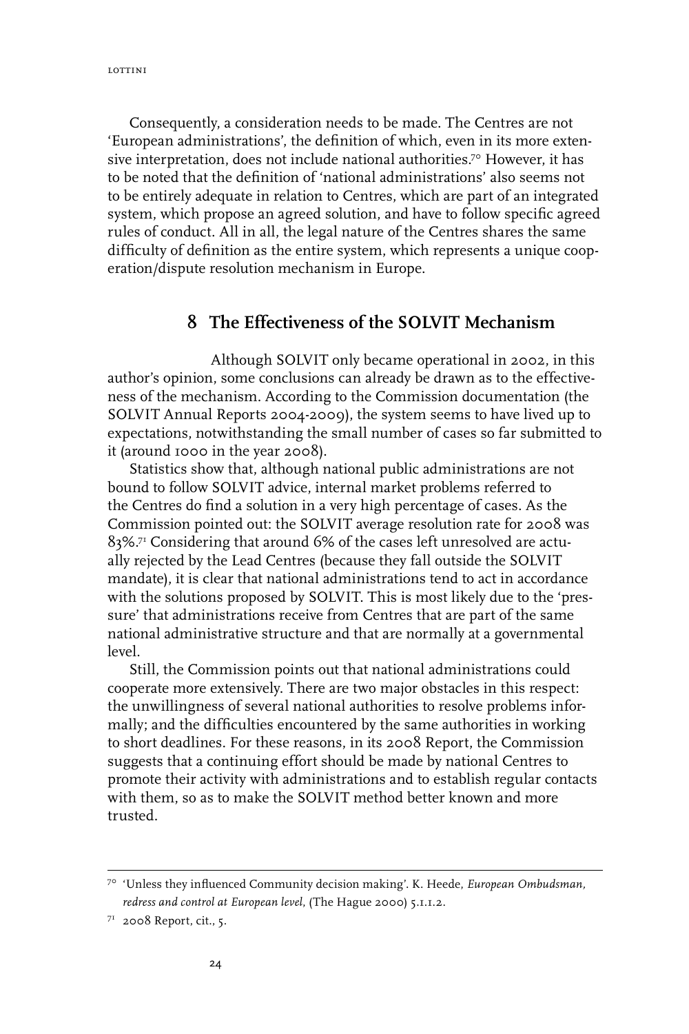Consequently, a consideration needs to be made. The Centres are not 'European administrations', the definition of which, even in its more extensive interpretation, does not include national authorities.[70] However, it has to be noted that the definition of 'national administrations' also seems not to be entirely adequate in relation to Centres, which are part of an integrated system, which propose an agreed solution, and have to follow specific agreed rules of conduct. All in all, the legal nature of the Centres shares the same difficulty of definition as the entire system, which represents a unique cooperation/dispute resolution mechanism in Europe.

## 8 The Effectiveness of the SOLVIT Mechanism

Although SOLVIT only became operational in 2002, in this author's opinion, some conclusions can already be drawn as to the effectiveness of the mechanism. According to the Commission documentation (the SOLVIT Annual Reports 2004-2009), the system seems to have lived up to expectations, notwithstanding the small number of cases so far submitted to it (around 1000 in the year 2008).

Statistics show that, although national public administrations are not bound to follow SOLVIT advice, internal market problems referred to the Centres do find a solution in a very high percentage of cases. As the Commission pointed out: the SOLVIT average resolution rate for 2008 was 83%.[71] Considering that around 6% of the cases left unresolved are actually rejected by the Lead Centres (because they fall outside the SOLVIT mandate), it is clear that national administrations tend to act in accordance with the solutions proposed by SOLVIT. This is most likely due to the 'pressure' that administrations receive from Centres that are part of the same national administrative structure and that are normally at a governmental level.

Still, the Commission points out that national administrations could cooperate more extensively. There are two major obstacles in this respect: the unwillingness of several national authorities to resolve problems informally; and the difficulties encountered by the same authorities in working to short deadlines. For these reasons, in its 2008 Report, the Commission suggests that a continuing effort should be made by national Centres to promote their activity with administrations and to establish regular contacts with them, so as to make the SOLVIT method better known and more trusted.

---

[70] 'Unless they influenced Community decision making'. K. Heede, *European Ombudsman, redress and control at European level,* (The Hague 2000) 5.1.1.2.

[71] 2008 Report, cit., 5.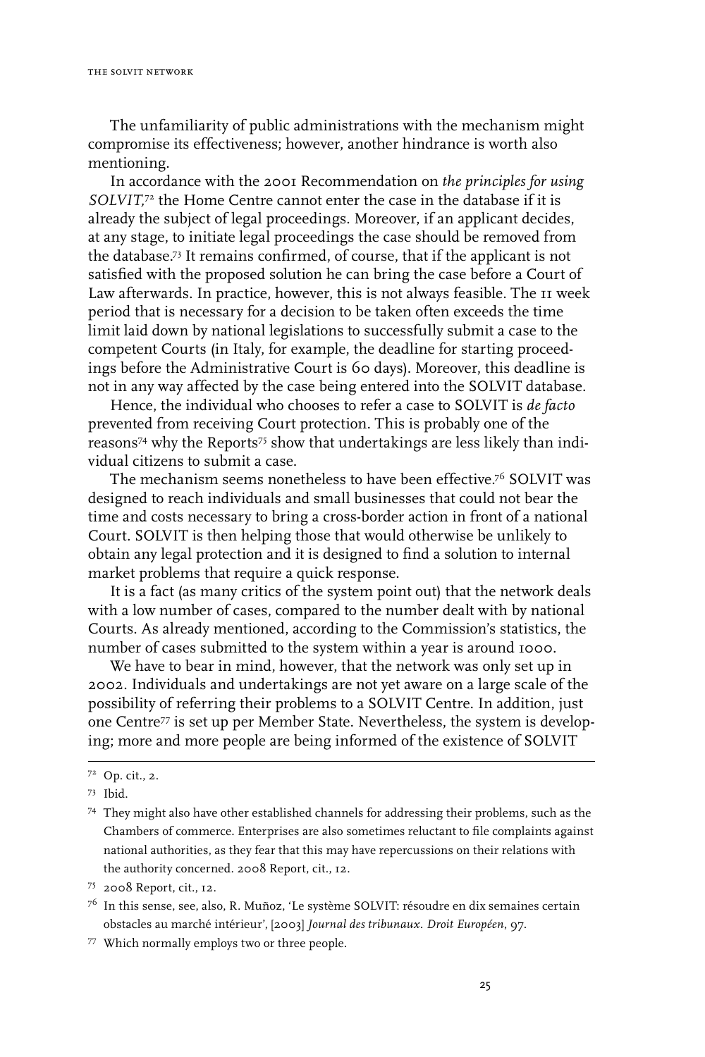The unfamiliarity of public administrations with the mechanism might compromise its effectiveness; however, another hindrance is worth also mentioning.

In accordance with the 2001 Recommendation on *the principles for using SOLVIT*,[72] the Home Centre cannot enter the case in the database if it is already the subject of legal proceedings. Moreover, if an applicant decides, at any stage, to initiate legal proceedings the case should be removed from the database.[73] It remains confirmed, of course, that if the applicant is not satisfied with the proposed solution he can bring the case before a Court of Law afterwards. In practice, however, this is not always feasible. The 11 week period that is necessary for a decision to be taken often exceeds the time limit laid down by national legislations to successfully submit a case to the competent Courts (in Italy, for example, the deadline for starting proceedings before the Administrative Court is 60 days). Moreover, this deadline is not in any way affected by the case being entered into the SOLVIT database.

Hence, the individual who chooses to refer a case to SOLVIT is *de facto* prevented from receiving Court protection. This is probably one of the reasons[74] why the Reports[75] show that undertakings are less likely than individual citizens to submit a case.

The mechanism seems nonetheless to have been effective.[76] SOLVIT was designed to reach individuals and small businesses that could not bear the time and costs necessary to bring a cross-border action in front of a national Court. SOLVIT is then helping those that would otherwise be unlikely to obtain any legal protection and it is designed to find a solution to internal market problems that require a quick response.

It is a fact (as many critics of the system point out) that the network deals with a low number of cases, compared to the number dealt with by national Courts. As already mentioned, according to the Commission's statistics, the number of cases submitted to the system within a year is around 1000.

We have to bear in mind, however, that the network was only set up in 2002. Individuals and undertakings are not yet aware on a large scale of the possibility of referring their problems to a SOLVIT Centre. In addition, just one Centre[77] is set up per Member State. Nevertheless, the system is developing; more and more people are being informed of the existence of SOLVIT

---

[72] Op. cit., 2.

[73] Ibid.

[74] They might also have other established channels for addressing their problems, such as the Chambers of commerce. Enterprises are also sometimes reluctant to file complaints against national authorities, as they fear that this may have repercussions on their relations with the authority concerned. 2008 Report, cit., 12.

[75] 2008 Report, cit., 12.

[76] In this sense, see, also, R. Muñoz, 'Le système SOLVIT: résoudre en dix semaines certain obstacles au marché intérieur', [2003] *Journal des tribunaux. Droit Européen*, 97.

[77] Which normally employs two or three people.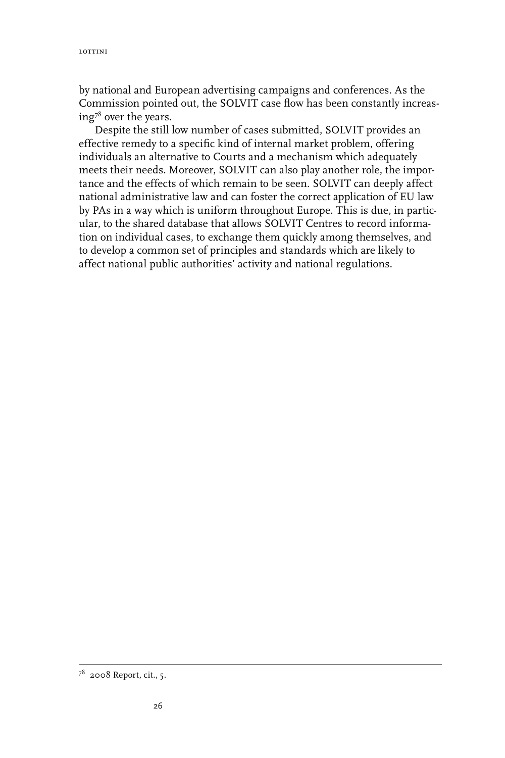by national and European advertising campaigns and conferences. As the Commission pointed out, the SOLVIT case flow has been constantly increasing[78] over the years.

Despite the still low number of cases submitted, SOLVIT provides an effective remedy to a specific kind of internal market problem, offering individuals an alternative to Courts and a mechanism which adequately meets their needs. Moreover, SOLVIT can also play another role, the importance and the effects of which remain to be seen. SOLVIT can deeply affect national administrative law and can foster the correct application of EU law by PAs in a way which is uniform throughout Europe. This is due, in particular, to the shared database that allows SOLVIT Centres to record information on individual cases, to exchange them quickly among themselves, and to develop a common set of principles and standards which are likely to affect national public authorities' activity and national regulations.

---

[78] 2008 Report, cit., 5.